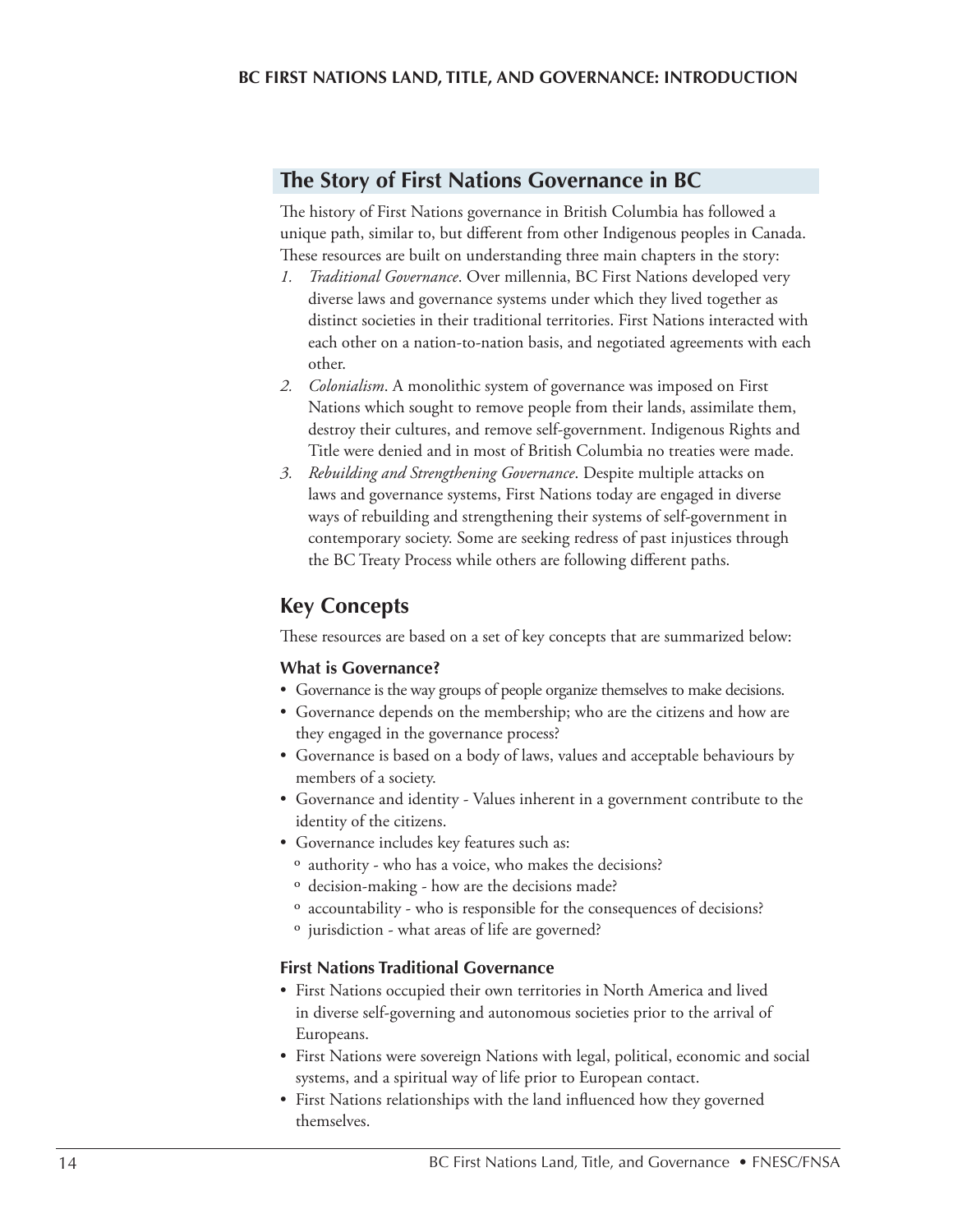## The Story of First Nations Governance in BC

The history of First Nations governance in British Columbia has followed a unique path, similar to, but different from other Indigenous peoples in Canada. These resources are built on understanding three main chapters in the story:

1. *Traditional Governance*. Over millennia, BC First Nations developed very diverse laws and governance systems under which they lived together as distinct societies in their traditional territories. First Nations interacted with each other on a nation-to-nation basis, and negotiated agreements with each other.
2. *Colonialism*. A monolithic system of governance was imposed on First Nations which sought to remove people from their lands, assimilate them, destroy their cultures, and remove self-government. Indigenous Rights and Title were denied and in most of British Columbia no treaties were made.
3. *Rebuilding and Strengthening Governance*. Despite multiple attacks on laws and governance systems, First Nations today are engaged in diverse ways of rebuilding and strengthening their systems of self-government in contemporary society. Some are seeking redress of past injustices through the BC Treaty Process while others are following different paths.

## Key Concepts

These resources are based on a set of key concepts that are summarized below:

### What is Governance?

- Governance is the way groups of people organize themselves to make decisions.
- Governance depends on the membership; who are the citizens and how are they engaged in the governance process?
- Governance is based on a body of laws, values and acceptable behaviours by members of a society.
- Governance and identity - Values inherent in a government contribute to the identity of the citizens.
- Governance includes key features such as:
  - authority - who has a voice, who makes the decisions?
  - decision-making - how are the decisions made?
  - accountability - who is responsible for the consequences of decisions?
  - jurisdiction - what areas of life are governed?

### First Nations Traditional Governance

- First Nations occupied their own territories in North America and lived in diverse self-governing and autonomous societies prior to the arrival of Europeans.
- First Nations were sovereign Nations with legal, political, economic and social systems, and a spiritual way of life prior to European contact.
- First Nations relationships with the land influenced how they governed themselves.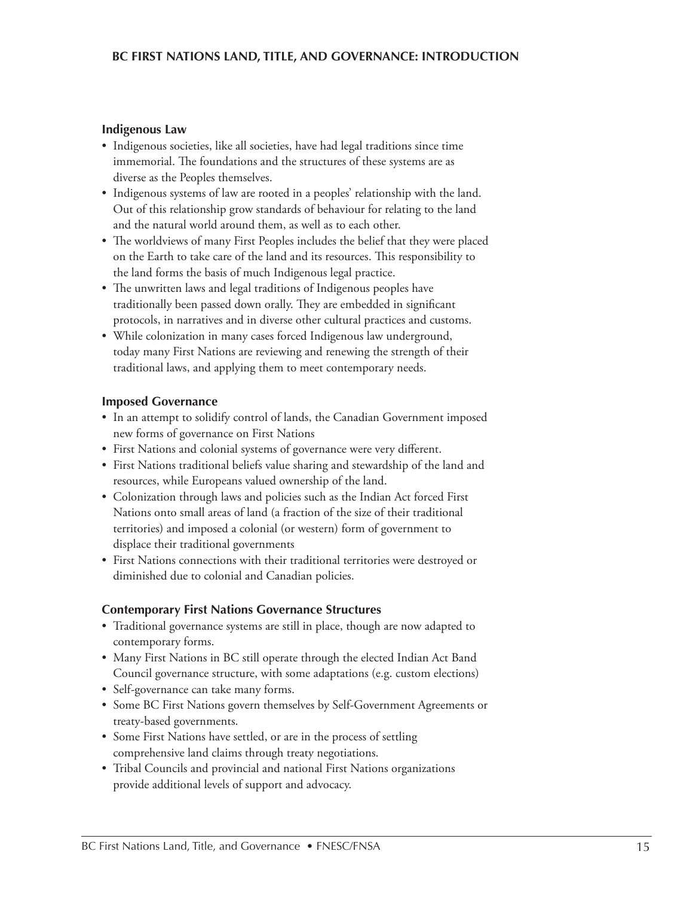### Indigenous Law

- Indigenous societies, like all societies, have had legal traditions since time immemorial. The foundations and the structures of these systems are as diverse as the Peoples themselves.
- Indigenous systems of law are rooted in a peoples' relationship with the land. Out of this relationship grow standards of behaviour for relating to the land and the natural world around them, as well as to each other.
- The worldviews of many First Peoples includes the belief that they were placed on the Earth to take care of the land and its resources. This responsibility to the land forms the basis of much Indigenous legal practice.
- The unwritten laws and legal traditions of Indigenous peoples have traditionally been passed down orally. They are embedded in significant protocols, in narratives and in diverse other cultural practices and customs.
- While colonization in many cases forced Indigenous law underground, today many First Nations are reviewing and renewing the strength of their traditional laws, and applying them to meet contemporary needs.

### Imposed Governance

- In an attempt to solidify control of lands, the Canadian Government imposed new forms of governance on First Nations
- First Nations and colonial systems of governance were very different.
- First Nations traditional beliefs value sharing and stewardship of the land and resources, while Europeans valued ownership of the land.
- Colonization through laws and policies such as the Indian Act forced First Nations onto small areas of land (a fraction of the size of their traditional territories) and imposed a colonial (or western) form of government to displace their traditional governments
- First Nations connections with their traditional territories were destroyed or diminished due to colonial and Canadian policies.

### Contemporary First Nations Governance Structures

- Traditional governance systems are still in place, though are now adapted to contemporary forms.
- Many First Nations in BC still operate through the elected Indian Act Band Council governance structure, with some adaptations (e.g. custom elections)
- Self-governance can take many forms.
- Some BC First Nations govern themselves by Self-Government Agreements or treaty-based governments.
- Some First Nations have settled, or are in the process of settling comprehensive land claims through treaty negotiations.
- Tribal Councils and provincial and national First Nations organizations provide additional levels of support and advocacy.